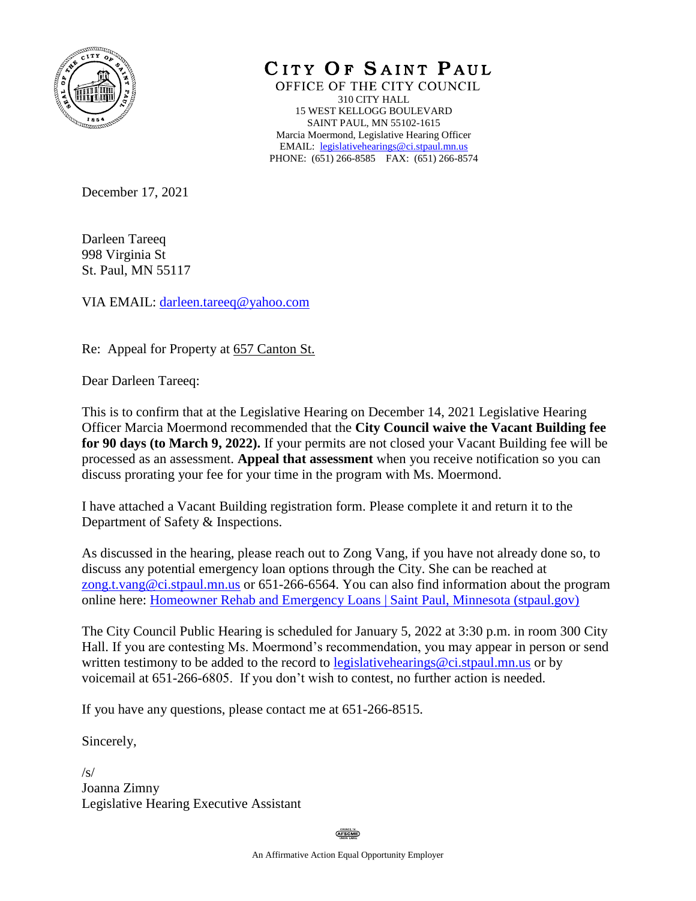# CITY OF SAINT PAUL

OFFICE OF THE CITY COUNCIL
310 CITY HALL
15 WEST KELLOGG BOULEVARD
SAINT PAUL, MN 55102-1615
Marcia Moermond, Legislative Hearing Officer
EMAIL: legislativehearings@ci.stpaul.mn.us
PHONE: (651) 266-8585 FAX: (651) 266-8574

December 17, 2021

Darleen Tareeq
998 Virginia St
St. Paul, MN 55117

VIA EMAIL: darleen.tareeq@yahoo.com

Re: Appeal for Property at 657 Canton St.

Dear Darleen Tareeq:

This is to confirm that at the Legislative Hearing on December 14, 2021 Legislative Hearing Officer Marcia Moermond recommended that the **City Council waive the Vacant Building fee for 90 days (to March 9, 2022).** If your permits are not closed your Vacant Building fee will be processed as an assessment. **Appeal that assessment** when you receive notification so you can discuss prorating your fee for your time in the program with Ms. Moermond.

I have attached a Vacant Building registration form. Please complete it and return it to the Department of Safety & Inspections.

As discussed in the hearing, please reach out to Zong Vang, if you have not already done so, to discuss any potential emergency loan options through the City. She can be reached at zong.t.vang@ci.stpaul.mn.us or 651-266-6564. You can also find information about the program online here: Homeowner Rehab and Emergency Loans | Saint Paul, Minnesota (stpaul.gov)

The City Council Public Hearing is scheduled for January 5, 2022 at 3:30 p.m. in room 300 City Hall. If you are contesting Ms. Moermond's recommendation, you may appear in person or send written testimony to be added to the record to legislativehearings@ci.stpaul.mn.us or by voicemail at 651-266-6805. If you don't wish to contest, no further action is needed.

If you have any questions, please contact me at 651-266-8515.

Sincerely,

/s/
Joanna Zimny
Legislative Hearing Executive Assistant

An Affirmative Action Equal Opportunity Employer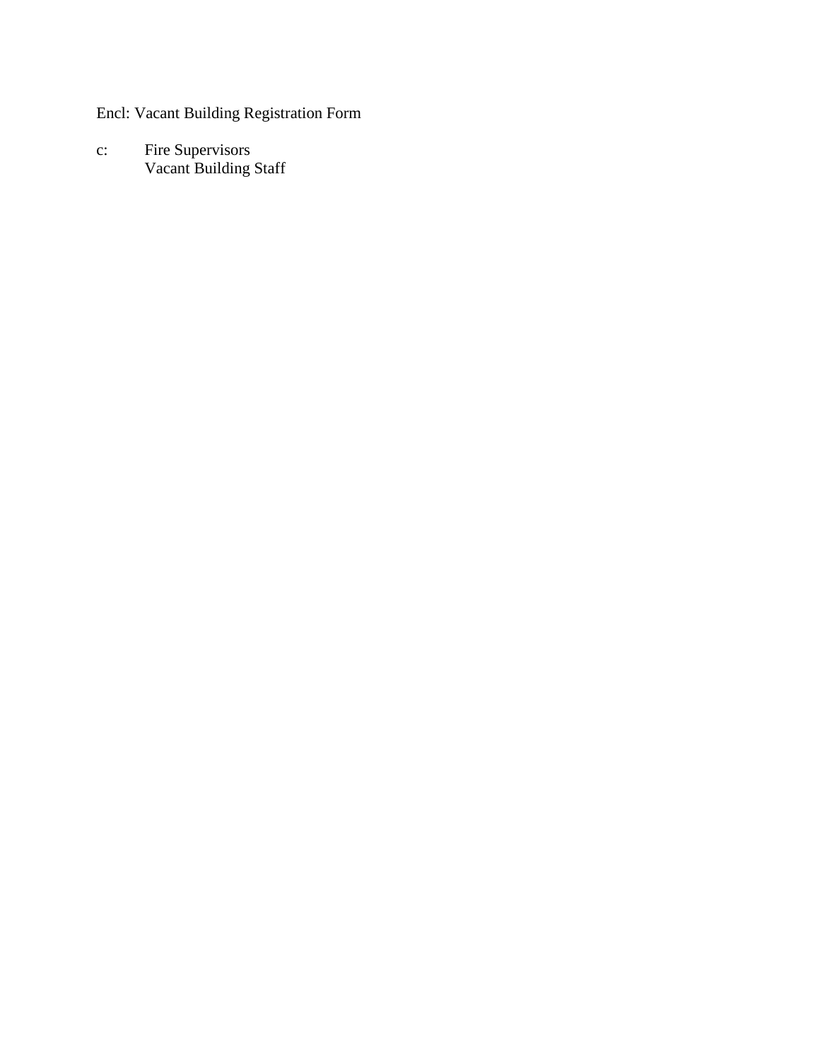Encl: Vacant Building Registration Form

c: Fire Supervisors
Vacant Building Staff